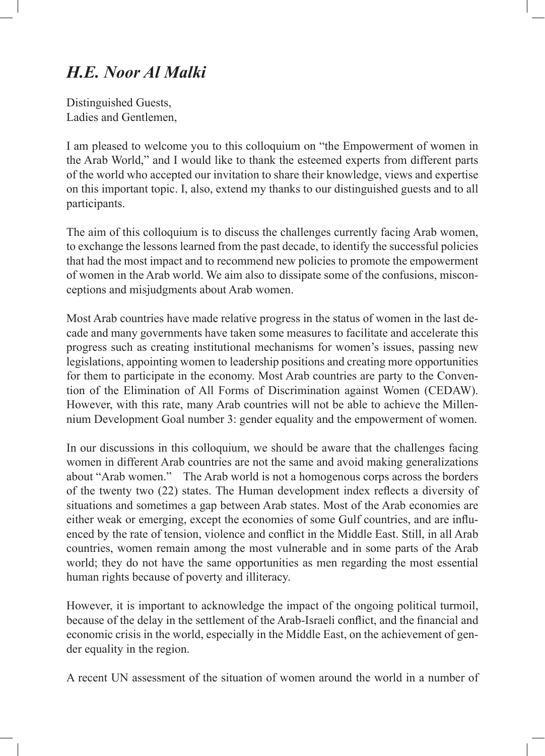## *H.E. Noor Al Malki*

Distinguished Guests,
Ladies and Gentlemen,

I am pleased to welcome you to this colloquium on "the Empowerment of women in the Arab World," and I would like to thank the esteemed experts from different parts of the world who accepted our invitation to share their knowledge, views and expertise on this important topic. I, also, extend my thanks to our distinguished guests and to all participants.

The aim of this colloquium is to discuss the challenges currently facing Arab women, to exchange the lessons learned from the past decade, to identify the successful policies that had the most impact and to recommend new policies to promote the empowerment of women in the Arab world. We aim also to dissipate some of the confusions, misconceptions and misjudgments about Arab women.

Most Arab countries have made relative progress in the status of women in the last decade and many governments have taken some measures to facilitate and accelerate this progress such as creating institutional mechanisms for women's issues, passing new legislations, appointing women to leadership positions and creating more opportunities for them to participate in the economy. Most Arab countries are party to the Convention of the Elimination of All Forms of Discrimination against Women (CEDAW). However, with this rate, many Arab countries will not be able to achieve the Millennium Development Goal number 3: gender equality and the empowerment of women.

In our discussions in this colloquium, we should be aware that the challenges facing women in different Arab countries are not the same and avoid making generalizations about "Arab women." The Arab world is not a homogenous corps across the borders of the twenty two (22) states. The Human development index reflects a diversity of situations and sometimes a gap between Arab states. Most of the Arab economies are either weak or emerging, except the economies of some Gulf countries, and are influenced by the rate of tension, violence and conflict in the Middle East. Still, in all Arab countries, women remain among the most vulnerable and in some parts of the Arab world; they do not have the same opportunities as men regarding the most essential human rights because of poverty and illiteracy.

However, it is important to acknowledge the impact of the ongoing political turmoil, because of the delay in the settlement of the Arab-Israeli conflict, and the financial and economic crisis in the world, especially in the Middle East, on the achievement of gender equality in the region.

A recent UN assessment of the situation of women around the world in a number of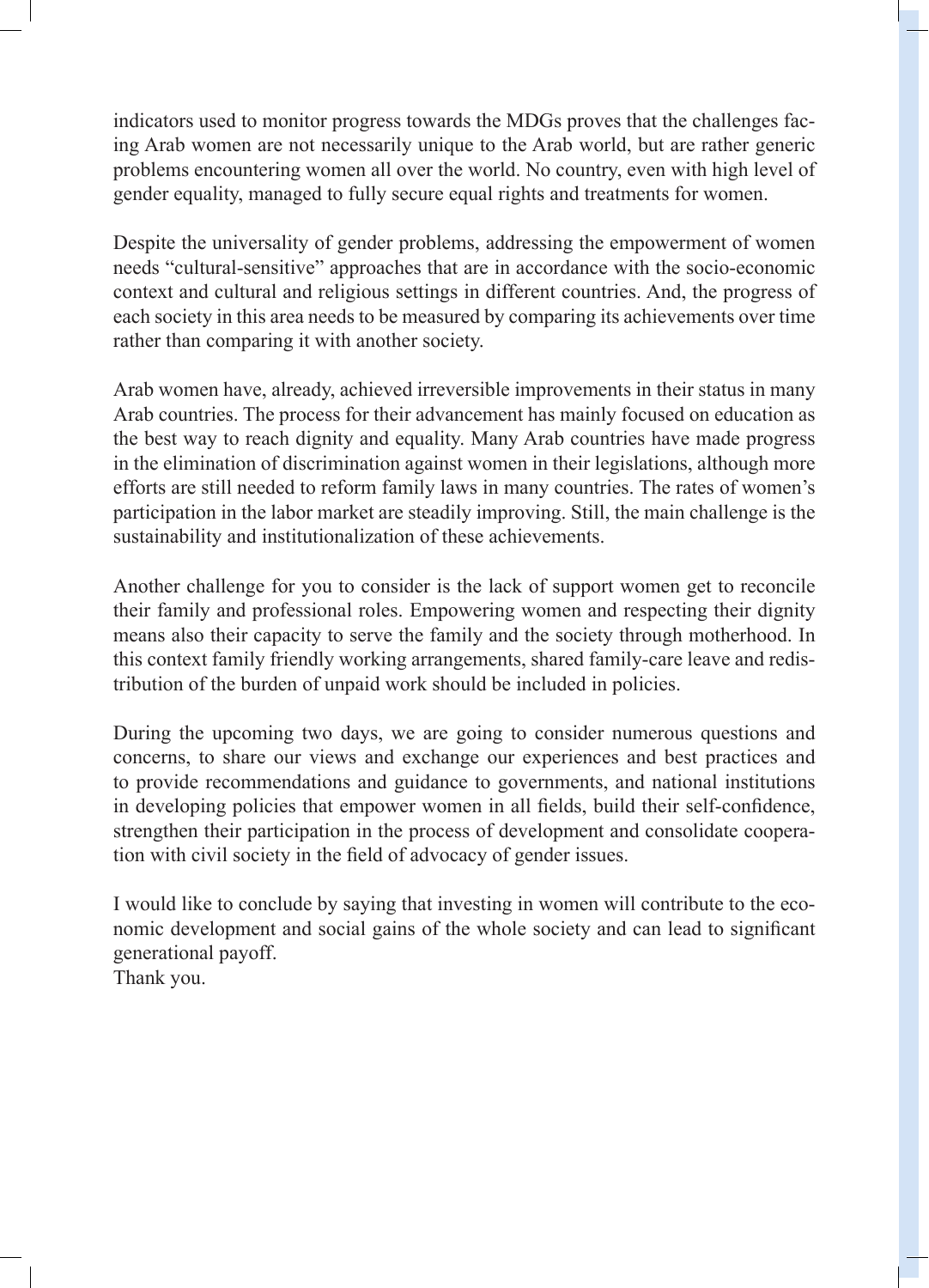indicators used to monitor progress towards the MDGs proves that the challenges facing Arab women are not necessarily unique to the Arab world, but are rather generic problems encountering women all over the world. No country, even with high level of gender equality, managed to fully secure equal rights and treatments for women.

Despite the universality of gender problems, addressing the empowerment of women needs "cultural-sensitive" approaches that are in accordance with the socio-economic context and cultural and religious settings in different countries. And, the progress of each society in this area needs to be measured by comparing its achievements over time rather than comparing it with another society.

Arab women have, already, achieved irreversible improvements in their status in many Arab countries. The process for their advancement has mainly focused on education as the best way to reach dignity and equality. Many Arab countries have made progress in the elimination of discrimination against women in their legislations, although more efforts are still needed to reform family laws in many countries. The rates of women's participation in the labor market are steadily improving. Still, the main challenge is the sustainability and institutionalization of these achievements.

Another challenge for you to consider is the lack of support women get to reconcile their family and professional roles. Empowering women and respecting their dignity means also their capacity to serve the family and the society through motherhood. In this context family friendly working arrangements, shared family-care leave and redistribution of the burden of unpaid work should be included in policies.

During the upcoming two days, we are going to consider numerous questions and concerns, to share our views and exchange our experiences and best practices and to provide recommendations and guidance to governments, and national institutions in developing policies that empower women in all fields, build their self-confidence, strengthen their participation in the process of development and consolidate cooperation with civil society in the field of advocacy of gender issues.

I would like to conclude by saying that investing in women will contribute to the economic development and social gains of the whole society and can lead to significant generational payoff.
Thank you.